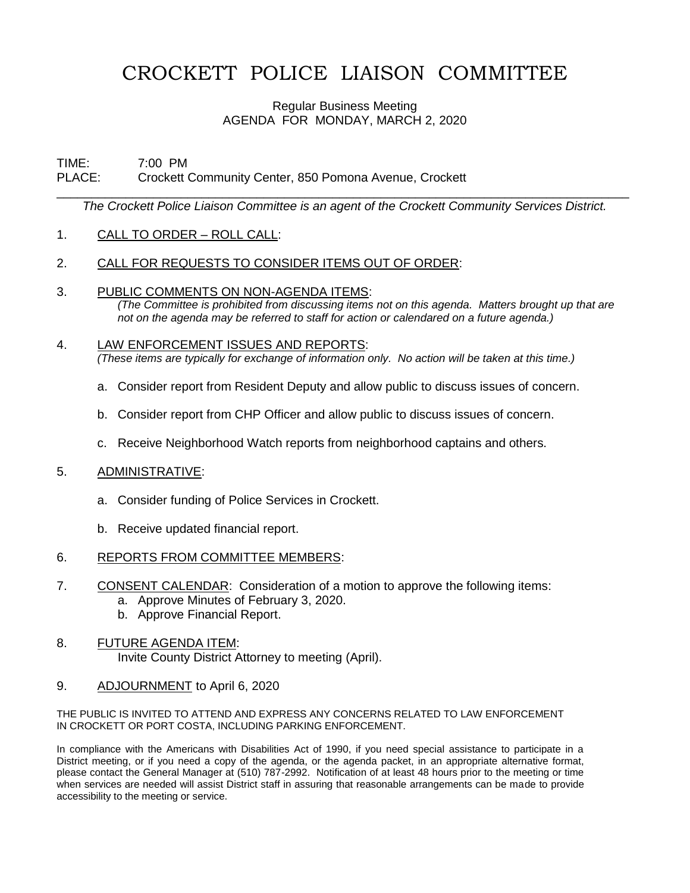# CROCKETT POLICE LIAISON COMMITTEE

Regular Business Meeting
AGENDA FOR MONDAY, MARCH 2, 2020

TIME: 7:00 PM
PLACE: Crockett Community Center, 850 Pomona Avenue, Crockett

---

*The Crockett Police Liaison Committee is an agent of the Crockett Community Services District.*

1. CALL TO ORDER – ROLL CALL:

2. CALL FOR REQUESTS TO CONSIDER ITEMS OUT OF ORDER:

3. PUBLIC COMMENTS ON NON-AGENDA ITEMS:
   *(The Committee is prohibited from discussing items not on this agenda. Matters brought up that are not on the agenda may be referred to staff for action or calendared on a future agenda.)*

4. LAW ENFORCEMENT ISSUES AND REPORTS:
   *(These items are typically for exchange of information only. No action will be taken at this time.)*

   a. Consider report from Resident Deputy and allow public to discuss issues of concern.

   b. Consider report from CHP Officer and allow public to discuss issues of concern.

   c. Receive Neighborhood Watch reports from neighborhood captains and others.

5. ADMINISTRATIVE:

   a. Consider funding of Police Services in Crockett.

   b. Receive updated financial report.

6. REPORTS FROM COMMITTEE MEMBERS:

7. CONSENT CALENDAR: Consideration of a motion to approve the following items:
   a. Approve Minutes of February 3, 2020.
   b. Approve Financial Report.

8. FUTURE AGENDA ITEM:
   Invite County District Attorney to meeting (April).

9. ADJOURNMENT to April 6, 2020

THE PUBLIC IS INVITED TO ATTEND AND EXPRESS ANY CONCERNS RELATED TO LAW ENFORCEMENT IN CROCKETT OR PORT COSTA, INCLUDING PARKING ENFORCEMENT.

In compliance with the Americans with Disabilities Act of 1990, if you need special assistance to participate in a District meeting, or if you need a copy of the agenda, or the agenda packet, in an appropriate alternative format, please contact the General Manager at (510) 787-2992. Notification of at least 48 hours prior to the meeting or time when services are needed will assist District staff in assuring that reasonable arrangements can be made to provide accessibility to the meeting or service.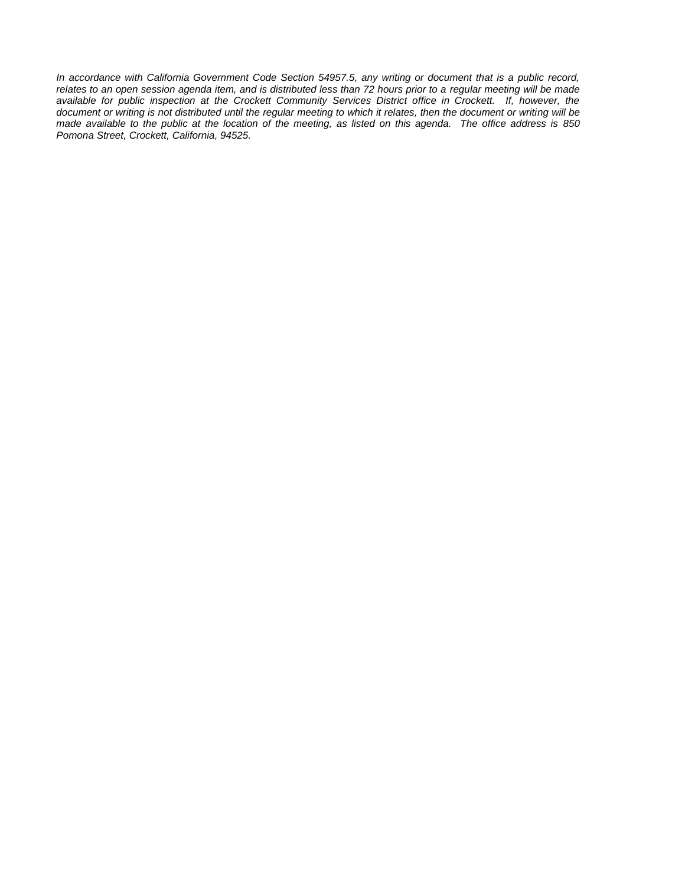*In accordance with California Government Code Section 54957.5, any writing or document that is a public record, relates to an open session agenda item, and is distributed less than 72 hours prior to a regular meeting will be made available for public inspection at the Crockett Community Services District office in Crockett. If, however, the document or writing is not distributed until the regular meeting to which it relates, then the document or writing will be made available to the public at the location of the meeting, as listed on this agenda. The office address is 850 Pomona Street, Crockett, California, 94525.*